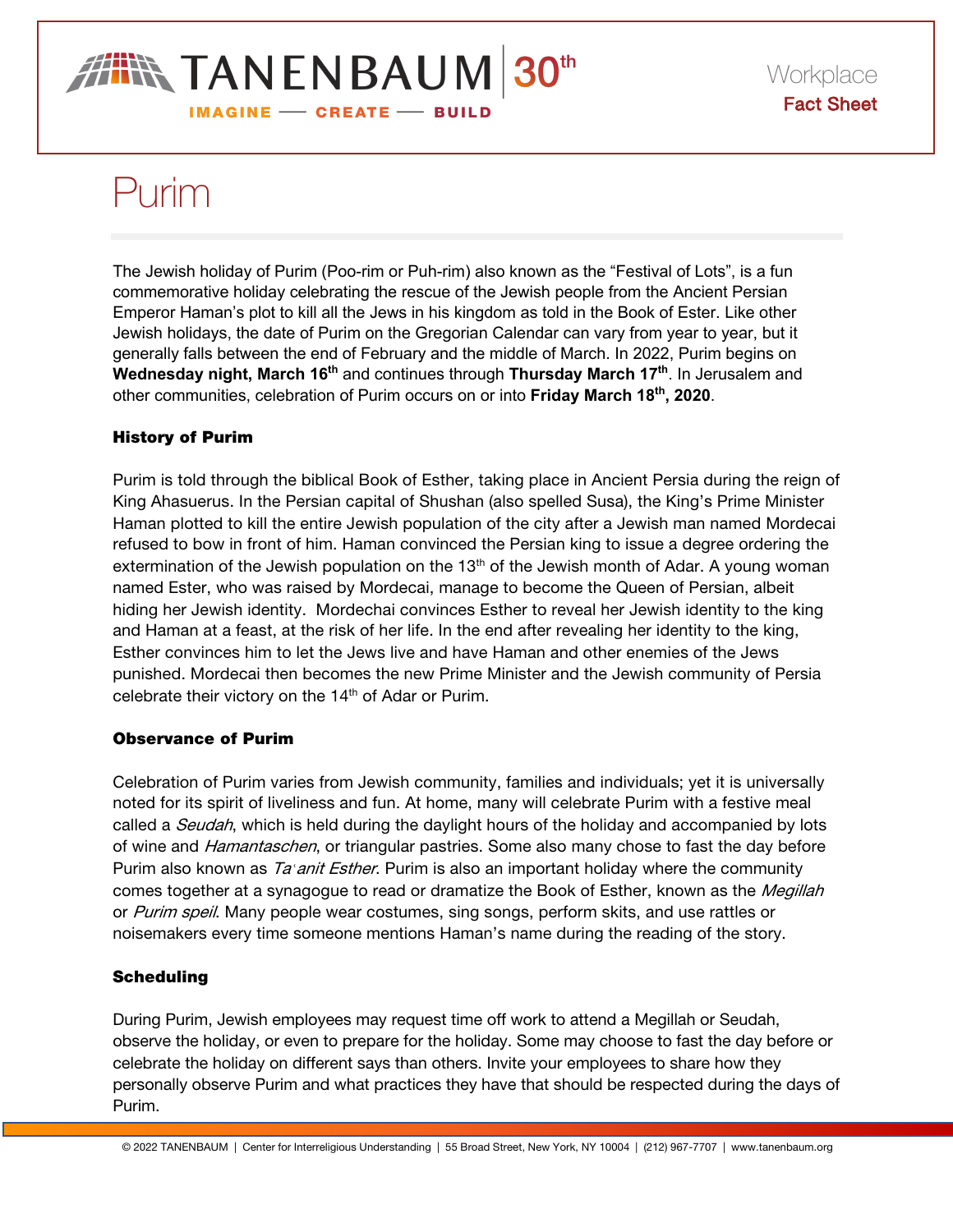TANENBAUM 30th

IMAGINE — CREATE — BUILD

Workplace
**Fact Sheet**

# Purim

The Jewish holiday of Purim (Poo-rim or Puh-rim) also known as the "Festival of Lots", is a fun commemorative holiday celebrating the rescue of the Jewish people from the Ancient Persian Emperor Haman's plot to kill all the Jews in his kingdom as told in the Book of Ester. Like other Jewish holidays, the date of Purim on the Gregorian Calendar can vary from year to year, but it generally falls between the end of February and the middle of March. In 2022, Purim begins on **Wednesday night, March 16th** and continues through **Thursday March 17th**. In Jerusalem and other communities, celebration of Purim occurs on or into **Friday March 18th, 2020**.

### History of Purim

Purim is told through the biblical Book of Esther, taking place in Ancient Persia during the reign of King Ahasuerus. In the Persian capital of Shushan (also spelled Susa), the King's Prime Minister Haman plotted to kill the entire Jewish population of the city after a Jewish man named Mordecai refused to bow in front of him. Haman convinced the Persian king to issue a degree ordering the extermination of the Jewish population on the 13th of the Jewish month of Adar. A young woman named Ester, who was raised by Mordecai, manage to become the Queen of Persian, albeit hiding her Jewish identity. Mordechai convinces Esther to reveal her Jewish identity to the king and Haman at a feast, at the risk of her life. In the end after revealing her identity to the king, Esther convinces him to let the Jews live and have Haman and other enemies of the Jews punished. Mordecai then becomes the new Prime Minister and the Jewish community of Persia celebrate their victory on the 14th of Adar or Purim.

### Observance of Purim

Celebration of Purim varies from Jewish community, families and individuals; yet it is universally noted for its spirit of liveliness and fun. At home, many will celebrate Purim with a festive meal called a *Seudah*, which is held during the daylight hours of the holiday and accompanied by lots of wine and *Hamantaschen*, or triangular pastries. Some also many chose to fast the day before Purim also known as *Taʿanit Esther*. Purim is also an important holiday where the community comes together at a synagogue to read or dramatize the Book of Esther, known as the *Megillah* or *Purim speil*. Many people wear costumes, sing songs, perform skits, and use rattles or noisemakers every time someone mentions Haman's name during the reading of the story.

### Scheduling

During Purim, Jewish employees may request time off work to attend a Megillah or Seudah, observe the holiday, or even to prepare for the holiday. Some may choose to fast the day before or celebrate the holiday on different says than others. Invite your employees to share how they personally observe Purim and what practices they have that should be respected during the days of Purim.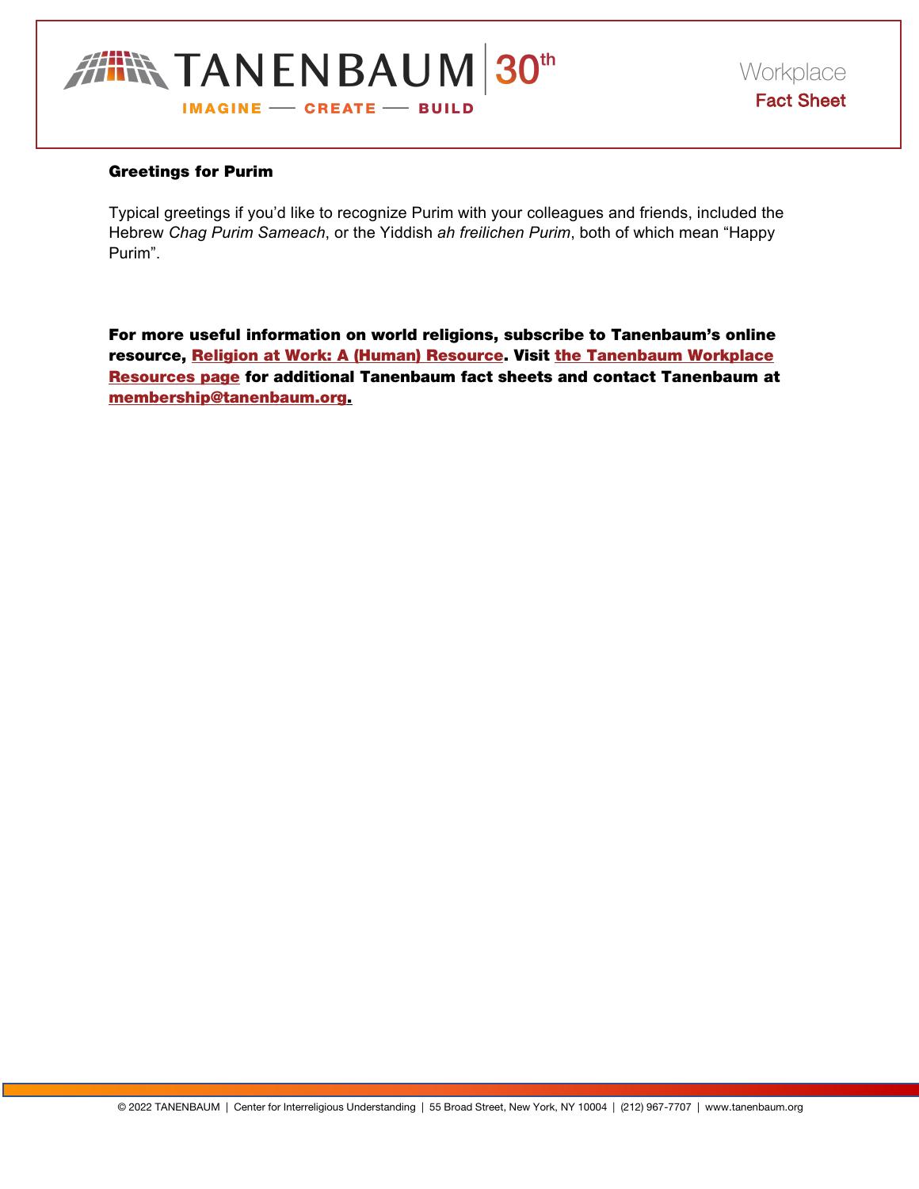**Greetings for Purim**

Typical greetings if you'd like to recognize Purim with your colleagues and friends, included the Hebrew *Chag Purim Sameach*, or the Yiddish *ah freilichen Purim*, both of which mean "Happy Purim".

**For more useful information on world religions, subscribe to Tanenbaum's online resource, Religion at Work: A (Human) Resource. Visit the Tanenbaum Workplace Resources page for additional Tanenbaum fact sheets and contact Tanenbaum at membership@tanenbaum.org.**